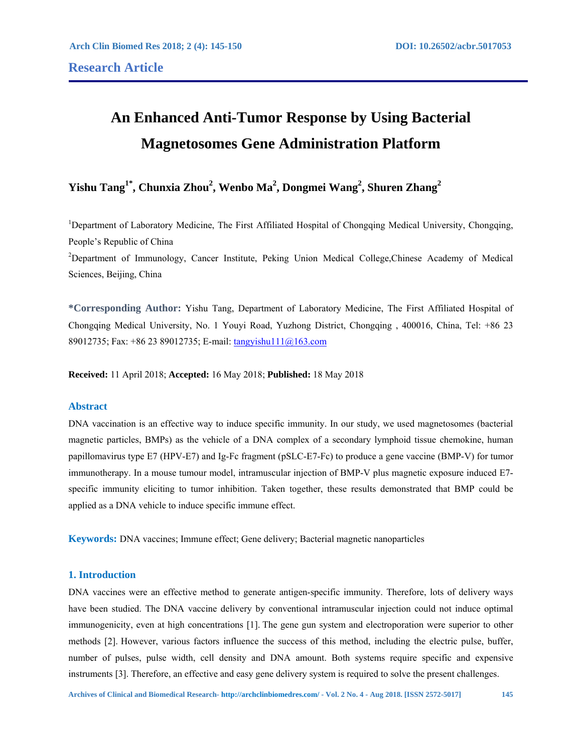Research Article

# An Enhanced Anti-Tumor Response by Using Bacterial Magnetosomes Gene Administration Platform

**Yishu Tang[1*], Chunxia Zhou[2], Wenbo Ma[2], Dongmei Wang[2], Shuren Zhang[2]**

[1]Department of Laboratory Medicine, The First Affiliated Hospital of Chongqing Medical University, Chongqing, People's Republic of China

[2]Department of Immunology, Cancer Institute, Peking Union Medical College,Chinese Academy of Medical Sciences, Beijing, China

**\*Corresponding Author:** Yishu Tang, Department of Laboratory Medicine, The First Affiliated Hospital of Chongqing Medical University, No. 1 Youyi Road, Yuzhong District, Chongqing , 400016, China, Tel: +86 23 89012735; Fax: +86 23 89012735; E-mail: tangyishu111@163.com

**Received:** 11 April 2018; **Accepted:** 16 May 2018; **Published:** 18 May 2018

## Abstract

DNA vaccination is an effective way to induce specific immunity. In our study, we used magnetosomes (bacterial magnetic particles, BMPs) as the vehicle of a DNA complex of a secondary lymphoid tissue chemokine, human papillomavirus type E7 (HPV-E7) and Ig-Fc fragment (pSLC-E7-Fc) to produce a gene vaccine (BMP-V) for tumor immunotherapy. In a mouse tumour model, intramuscular injection of BMP-V plus magnetic exposure induced E7-specific immunity eliciting to tumor inhibition. Taken together, these results demonstrated that BMP could be applied as a DNA vehicle to induce specific immune effect.

**Keywords:** DNA vaccines; Immune effect; Gene delivery; Bacterial magnetic nanoparticles

## 1. Introduction

DNA vaccines were an effective method to generate antigen-specific immunity. Therefore, lots of delivery ways have been studied. The DNA vaccine delivery by conventional intramuscular injection could not induce optimal immunogenicity, even at high concentrations [1]. The gene gun system and electroporation were superior to other methods [2]. However, various factors influence the success of this method, including the electric pulse, buffer, number of pulses, pulse width, cell density and DNA amount. Both systems require specific and expensive instruments [3]. Therefore, an effective and easy gene delivery system is required to solve the present challenges.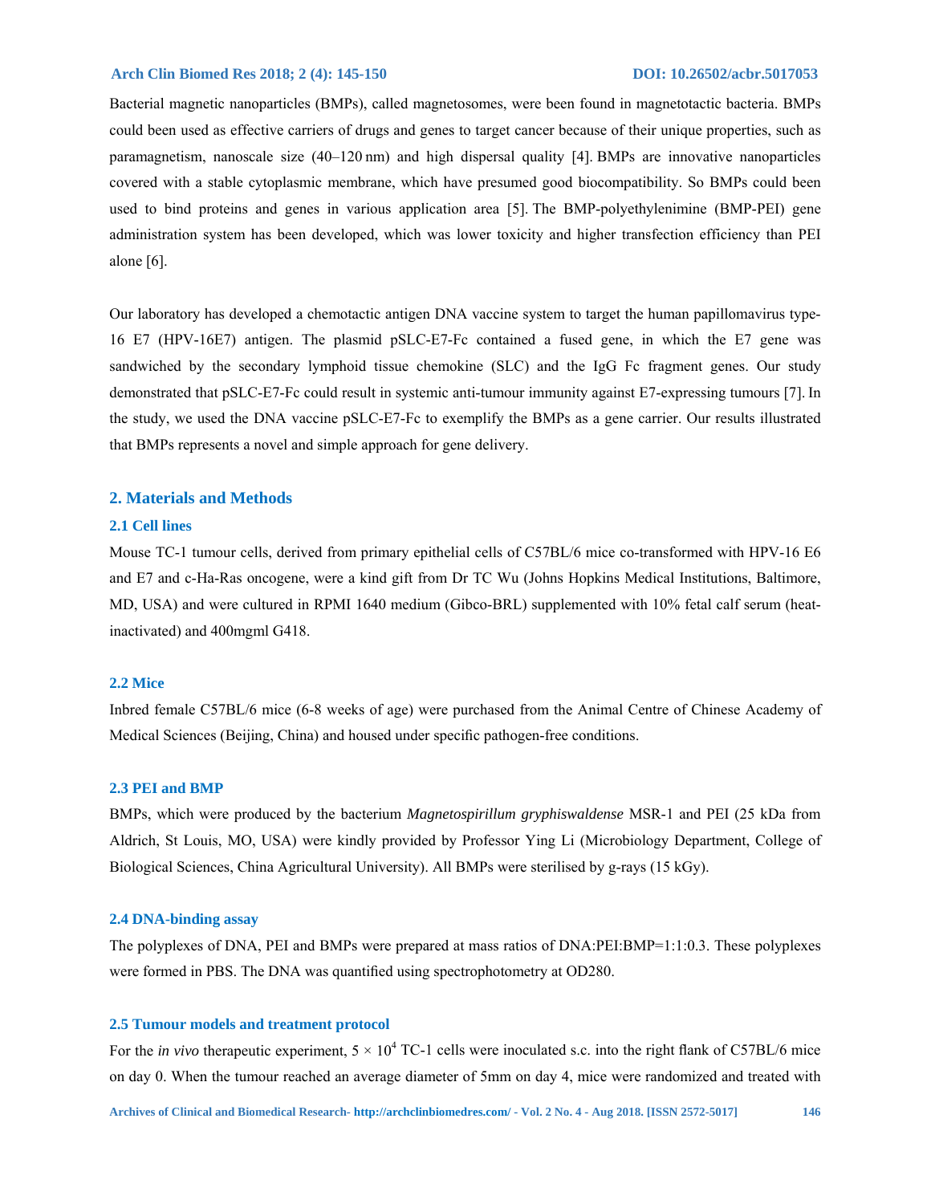Bacterial magnetic nanoparticles (BMPs), called magnetosomes, were been found in magnetotactic bacteria. BMPs could been used as effective carriers of drugs and genes to target cancer because of their unique properties, such as paramagnetism, nanoscale size (40–120 nm) and high dispersal quality [4]. BMPs are innovative nanoparticles covered with a stable cytoplasmic membrane, which have presumed good biocompatibility. So BMPs could been used to bind proteins and genes in various application area [5]. The BMP-polyethylenimine (BMP-PEI) gene administration system has been developed, which was lower toxicity and higher transfection efficiency than PEI alone [6].

Our laboratory has developed a chemotactic antigen DNA vaccine system to target the human papillomavirus type-16 E7 (HPV-16E7) antigen. The plasmid pSLC-E7-Fc contained a fused gene, in which the E7 gene was sandwiched by the secondary lymphoid tissue chemokine (SLC) and the IgG Fc fragment genes. Our study demonstrated that pSLC-E7-Fc could result in systemic anti-tumour immunity against E7-expressing tumours [7]. In the study, we used the DNA vaccine pSLC-E7-Fc to exemplify the BMPs as a gene carrier. Our results illustrated that BMPs represents a novel and simple approach for gene delivery.

## 2. Materials and Methods

### 2.1 Cell lines

Mouse TC-1 tumour cells, derived from primary epithelial cells of C57BL/6 mice co-transformed with HPV-16 E6 and E7 and c-Ha-Ras oncogene, were a kind gift from Dr TC Wu (Johns Hopkins Medical Institutions, Baltimore, MD, USA) and were cultured in RPMI 1640 medium (Gibco-BRL) supplemented with 10% fetal calf serum (heat-inactivated) and 400mgml G418.

### 2.2 Mice

Inbred female C57BL/6 mice (6-8 weeks of age) were purchased from the Animal Centre of Chinese Academy of Medical Sciences (Beijing, China) and housed under specific pathogen-free conditions.

### 2.3 PEI and BMP

BMPs, which were produced by the bacterium *Magnetospirillum gryphiswaldense* MSR-1 and PEI (25 kDa from Aldrich, St Louis, MO, USA) were kindly provided by Professor Ying Li (Microbiology Department, College of Biological Sciences, China Agricultural University). All BMPs were sterilised by g-rays (15 kGy).

### 2.4 DNA-binding assay

The polyplexes of DNA, PEI and BMPs were prepared at mass ratios of DNA:PEI:BMP=1:1:0.3. These polyplexes were formed in PBS. The DNA was quantified using spectrophotometry at OD280.

### 2.5 Tumour models and treatment protocol

For the *in vivo* therapeutic experiment, $5 \times 10^4$ TC-1 cells were inoculated s.c. into the right flank of C57BL/6 mice on day 0. When the tumour reached an average diameter of 5mm on day 4, mice were randomized and treated with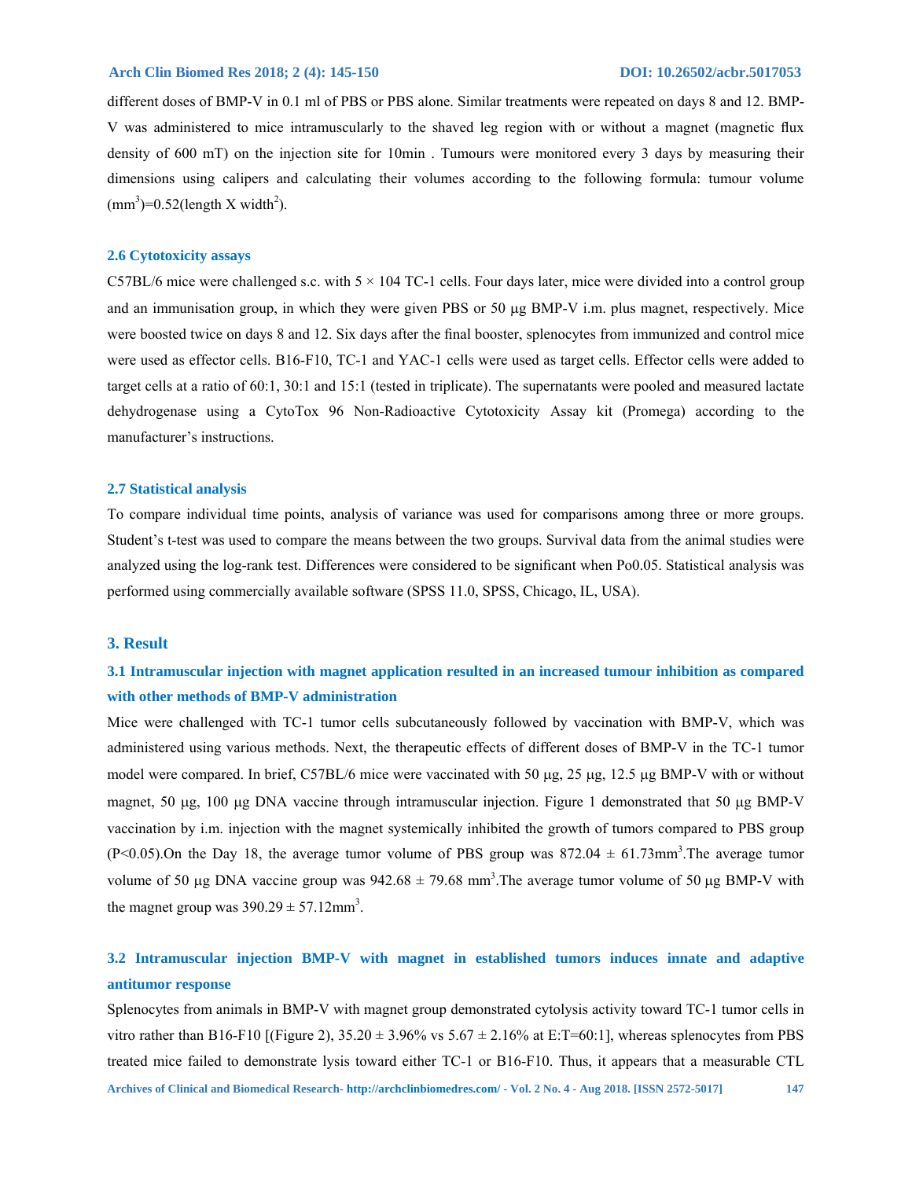different doses of BMP-V in 0.1 ml of PBS or PBS alone. Similar treatments were repeated on days 8 and 12. BMP-V was administered to mice intramuscularly to the shaved leg region with or without a magnet (magnetic flux density of 600 mT) on the injection site for 10min . Tumours were monitored every 3 days by measuring their dimensions using calipers and calculating their volumes according to the following formula: tumour volume ($mm^3$)=0.52(length X width$^2$).

### 2.6 Cytotoxicity assays

C57BL/6 mice were challenged s.c. with 5 × 104 TC-1 cells. Four days later, mice were divided into a control group and an immunisation group, in which they were given PBS or 50 μg BMP-V i.m. plus magnet, respectively. Mice were boosted twice on days 8 and 12. Six days after the final booster, splenocytes from immunized and control mice were used as effector cells. B16-F10, TC-1 and YAC-1 cells were used as target cells. Effector cells were added to target cells at a ratio of 60:1, 30:1 and 15:1 (tested in triplicate). The supernatants were pooled and measured lactate dehydrogenase using a CytoTox 96 Non-Radioactive Cytotoxicity Assay kit (Promega) according to the manufacturer's instructions.

### 2.7 Statistical analysis

To compare individual time points, analysis of variance was used for comparisons among three or more groups. Student's t-test was used to compare the means between the two groups. Survival data from the animal studies were analyzed using the log-rank test. Differences were considered to be significant when Po0.05. Statistical analysis was performed using commercially available software (SPSS 11.0, SPSS, Chicago, IL, USA).

## 3. Result

### 3.1 Intramuscular injection with magnet application resulted in an increased tumour inhibition as compared with other methods of BMP-V administration

Mice were challenged with TC-1 tumor cells subcutaneously followed by vaccination with BMP-V, which was administered using various methods. Next, the therapeutic effects of different doses of BMP-V in the TC-1 tumor model were compared. In brief, C57BL/6 mice were vaccinated with 50 μg, 25 μg, 12.5 μg BMP-V with or without magnet, 50 μg, 100 μg DNA vaccine through intramuscular injection. Figure 1 demonstrated that 50 μg BMP-V vaccination by i.m. injection with the magnet systemically inhibited the growth of tumors compared to PBS group ($P<0.05$).On the Day 18, the average tumor volume of PBS group was 872.04 ± 61.73$mm^3$.The average tumor volume of 50 μg DNA vaccine group was 942.68 ± 79.68 $mm^3$.The average tumor volume of 50 μg BMP-V with the magnet group was 390.29 ± 57.12$mm^3$.

### 3.2 Intramuscular injection BMP-V with magnet in established tumors induces innate and adaptive antitumor response

Splenocytes from animals in BMP-V with magnet group demonstrated cytolysis activity toward TC-1 tumor cells in vitro rather than B16-F10 [(Figure 2), 35.20 ± 3.96% vs 5.67 ± 2.16% at E:T=60:1], whereas splenocytes from PBS treated mice failed to demonstrate lysis toward either TC-1 or B16-F10. Thus, it appears that a measurable CTL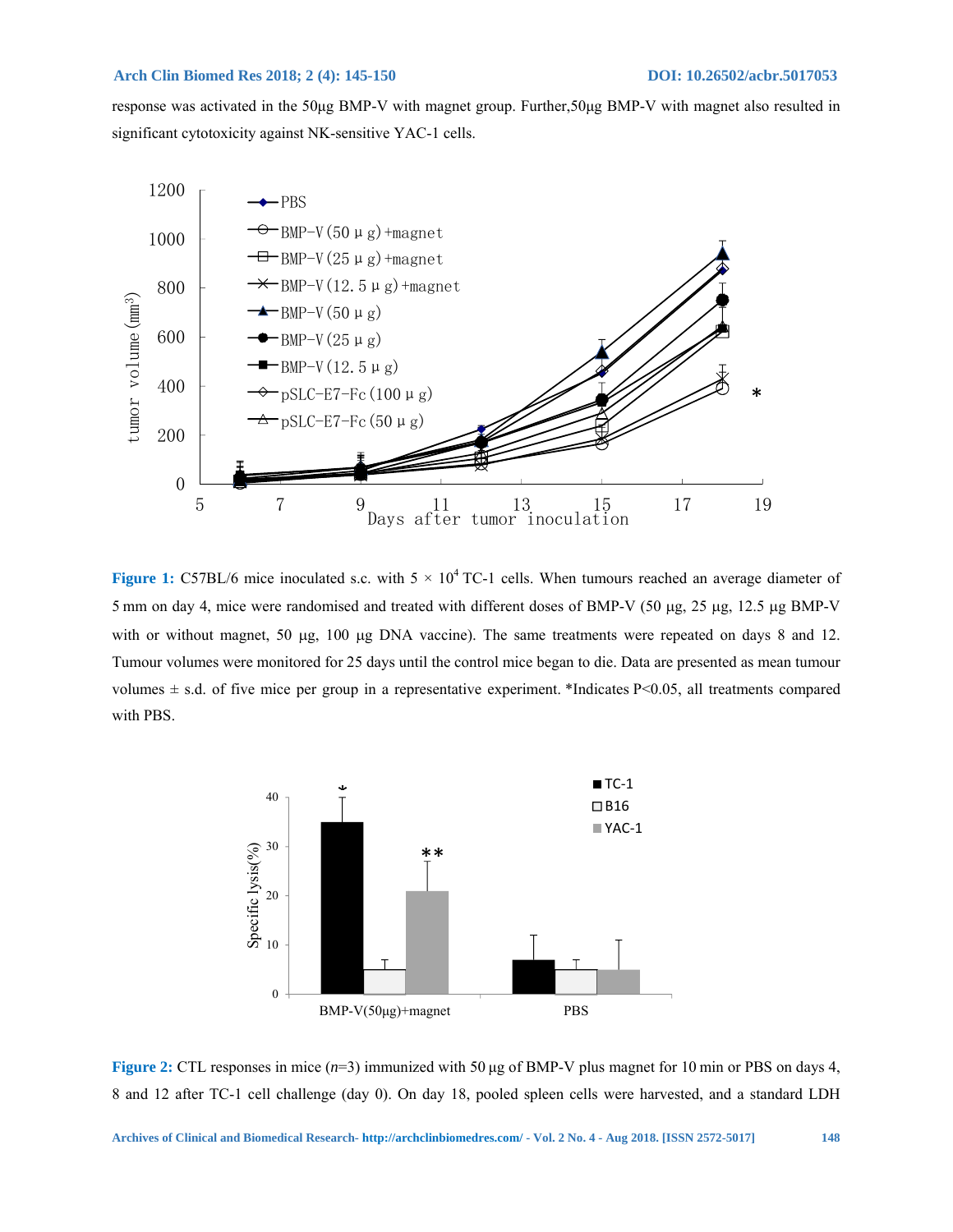response was activated in the 50μg BMP-V with magnet group. Further,50μg BMP-V with magnet also resulted in significant cytotoxicity against NK-sensitive YAC-1 cells.

**Figure 1:** C57BL/6 mice inoculated s.c. with $5 \times 10^4$ TC-1 cells. When tumours reached an average diameter of 5 mm on day 4, mice were randomised and treated with different doses of BMP-V (50 μg, 25 μg, 12.5 μg BMP-V with or without magnet, 50 μg, 100 μg DNA vaccine). The same treatments were repeated on days 8 and 12. Tumour volumes were monitored for 25 days until the control mice began to die. Data are presented as mean tumour volumes ± s.d. of five mice per group in a representative experiment. *Indicates $P<0.05$, all treatments compared with PBS.

**Figure 2:** CTL responses in mice ($n$=3) immunized with 50 μg of BMP-V plus magnet for 10 min or PBS on days 4, 8 and 12 after TC-1 cell challenge (day 0). On day 18, pooled spleen cells were harvested, and a standard LDH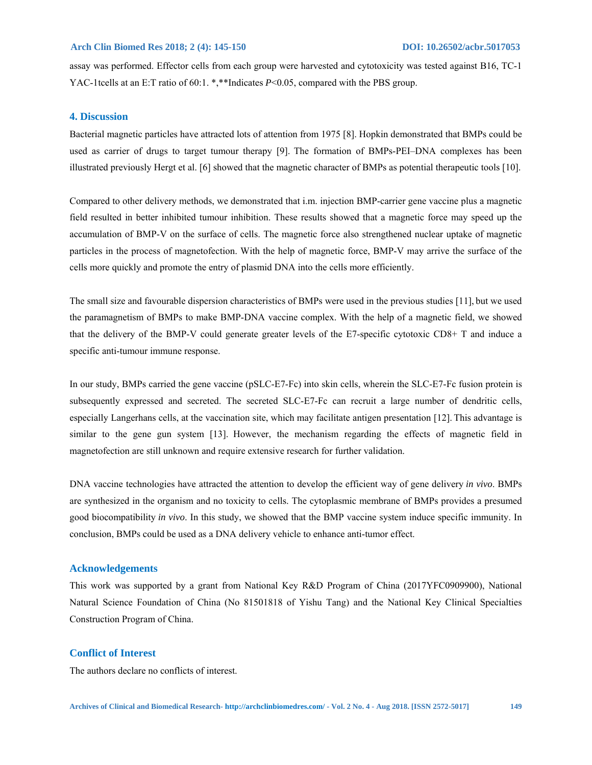assay was performed. Effector cells from each group were harvested and cytotoxicity was tested against B16, TC-1 YAC-1tcells at an E:T ratio of 60:1. *,**Indicates *P*<0.05, compared with the PBS group.

## 4. Discussion

Bacterial magnetic particles have attracted lots of attention from 1975 [8]. Hopkin demonstrated that BMPs could be used as carrier of drugs to target tumour therapy [9]. The formation of BMPs-PEI–DNA complexes has been illustrated previously Hergt et al. [6] showed that the magnetic character of BMPs as potential therapeutic tools [10].

Compared to other delivery methods, we demonstrated that i.m. injection BMP-carrier gene vaccine plus a magnetic field resulted in better inhibited tumour inhibition. These results showed that a magnetic force may speed up the accumulation of BMP-V on the surface of cells. The magnetic force also strengthened nuclear uptake of magnetic particles in the process of magnetofection. With the help of magnetic force, BMP-V may arrive the surface of the cells more quickly and promote the entry of plasmid DNA into the cells more efficiently.

The small size and favourable dispersion characteristics of BMPs were used in the previous studies [11], but we used the paramagnetism of BMPs to make BMP-DNA vaccine complex. With the help of a magnetic field, we showed that the delivery of the BMP-V could generate greater levels of the E7-specific cytotoxic CD8+ T and induce a specific anti-tumour immune response.

In our study, BMPs carried the gene vaccine (pSLC-E7-Fc) into skin cells, wherein the SLC-E7-Fc fusion protein is subsequently expressed and secreted. The secreted SLC-E7-Fc can recruit a large number of dendritic cells, especially Langerhans cells, at the vaccination site, which may facilitate antigen presentation [12]. This advantage is similar to the gene gun system [13]. However, the mechanism regarding the effects of magnetic field in magnetofection are still unknown and require extensive research for further validation.

DNA vaccine technologies have attracted the attention to develop the efficient way of gene delivery *in vivo*. BMPs are synthesized in the organism and no toxicity to cells. The cytoplasmic membrane of BMPs provides a presumed good biocompatibility *in vivo*. In this study, we showed that the BMP vaccine system induce specific immunity. In conclusion, BMPs could be used as a DNA delivery vehicle to enhance anti-tumor effect.

## Acknowledgements

This work was supported by a grant from National Key R&D Program of China (2017YFC0909900), National Natural Science Foundation of China (No 81501818 of Yishu Tang) and the National Key Clinical Specialties Construction Program of China.

## Conflict of Interest

The authors declare no conflicts of interest.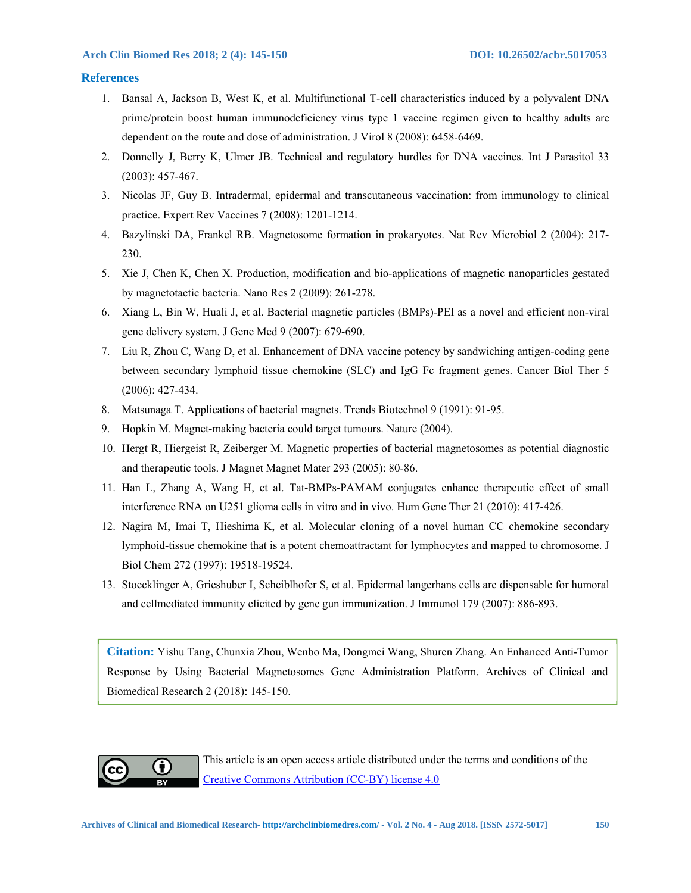## References

1. Bansal A, Jackson B, West K, et al. Multifunctional T-cell characteristics induced by a polyvalent DNA prime/protein boost human immunodeficiency virus type 1 vaccine regimen given to healthy adults are dependent on the route and dose of administration. J Virol 8 (2008): 6458-6469.
2. Donnelly J, Berry K, Ulmer JB. Technical and regulatory hurdles for DNA vaccines. Int J Parasitol 33 (2003): 457-467.
3. Nicolas JF, Guy B. Intradermal, epidermal and transcutaneous vaccination: from immunology to clinical practice. Expert Rev Vaccines 7 (2008): 1201-1214.
4. Bazylinski DA, Frankel RB. Magnetosome formation in prokaryotes. Nat Rev Microbiol 2 (2004): 217-230.
5. Xie J, Chen K, Chen X. Production, modification and bio-applications of magnetic nanoparticles gestated by magnetotactic bacteria. Nano Res 2 (2009): 261-278.
6. Xiang L, Bin W, Huali J, et al. Bacterial magnetic particles (BMPs)-PEI as a novel and efficient non-viral gene delivery system. J Gene Med 9 (2007): 679-690.
7. Liu R, Zhou C, Wang D, et al. Enhancement of DNA vaccine potency by sandwiching antigen-coding gene between secondary lymphoid tissue chemokine (SLC) and IgG Fc fragment genes. Cancer Biol Ther 5 (2006): 427-434.
8. Matsunaga T. Applications of bacterial magnets. Trends Biotechnol 9 (1991): 91-95.
9. Hopkin M. Magnet-making bacteria could target tumours. Nature (2004).
10. Hergt R, Hiergeist R, Zeiberger M. Magnetic properties of bacterial magnetosomes as potential diagnostic and therapeutic tools. J Magnet Magnet Mater 293 (2005): 80-86.
11. Han L, Zhang A, Wang H, et al. Tat-BMPs-PAMAM conjugates enhance therapeutic effect of small interference RNA on U251 glioma cells in vitro and in vivo. Hum Gene Ther 21 (2010): 417-426.
12. Nagira M, Imai T, Hieshima K, et al. Molecular cloning of a novel human CC chemokine secondary lymphoid-tissue chemokine that is a potent chemoattractant for lymphocytes and mapped to chromosome. J Biol Chem 272 (1997): 19518-19524.
13. Stoecklinger A, Grieshuber I, Scheiblhofer S, et al. Epidermal langerhans cells are dispensable for humoral and cellmediated immunity elicited by gene gun immunization. J Immunol 179 (2007): 886-893.

**Citation:** Yishu Tang, Chunxia Zhou, Wenbo Ma, Dongmei Wang, Shuren Zhang. An Enhanced Anti-Tumor Response by Using Bacterial Magnetosomes Gene Administration Platform. Archives of Clinical and Biomedical Research 2 (2018): 145-150.

This article is an open access article distributed under the terms and conditions of the [Creative Commons Attribution (CC-BY) license 4.0](https://creativecommons.org/licenses/by/4.0/)